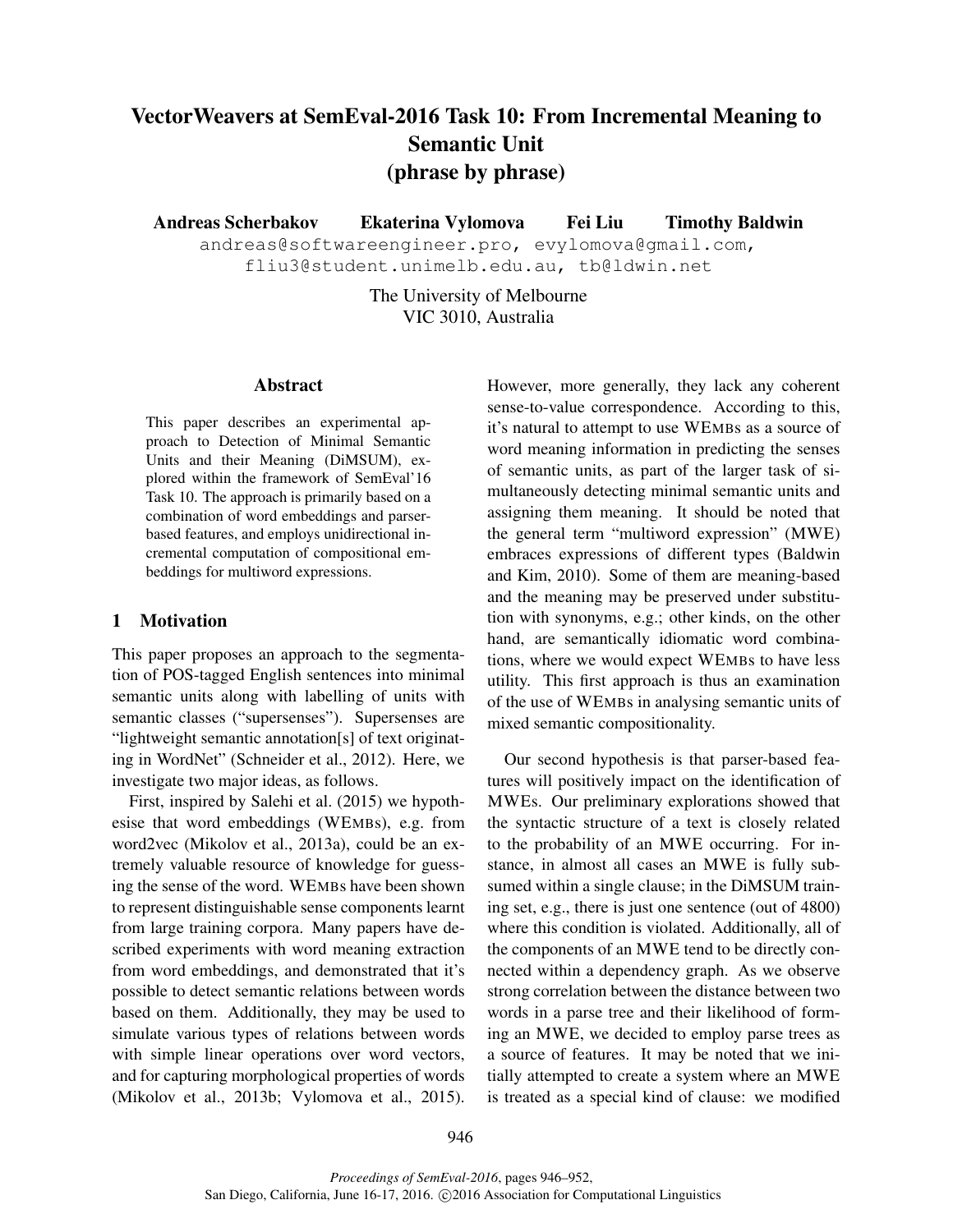# VectorWeavers at SemEval-2016 Task 10: From Incremental Meaning to Semantic Unit (phrase by phrase)

**Andreas Scherbakov  Ekaterina Vylomova  Fei Liu  Timothy Baldwin**

andreas@softwareengineer.pro, evylomova@gmail.com, fliu3@student.unimelb.edu.au, tb@ldwin.net

The University of Melbourne
VIC 3010, Australia

## Abstract

This paper describes an experimental approach to Detection of Minimal Semantic Units and their Meaning (DiMSUM), explored within the framework of SemEval'16 Task 10. The approach is primarily based on a combination of word embeddings and parser-based features, and employs unidirectional incremental computation of compositional embeddings for multiword expressions.

## 1 Motivation

This paper proposes an approach to the segmentation of POS-tagged English sentences into minimal semantic units along with labelling of units with semantic classes ("supersenses"). Supersenses are "lightweight semantic annotation[s] of text originating in WordNet" (Schneider et al., 2012). Here, we investigate two major ideas, as follows.

First, inspired by Salehi et al. (2015) we hypothesise that word embeddings (WEMBs), e.g. from word2vec (Mikolov et al., 2013a), could be an extremely valuable resource of knowledge for guessing the sense of the word. WEMBs have been shown to represent distinguishable sense components learnt from large training corpora. Many papers have described experiments with word meaning extraction from word embeddings, and demonstrated that it's possible to detect semantic relations between words based on them. Additionally, they may be used to simulate various types of relations between words with simple linear operations over word vectors, and for capturing morphological properties of words (Mikolov et al., 2013b; Vylomova et al., 2015). However, more generally, they lack any coherent sense-to-value correspondence. According to this, it's natural to attempt to use WEMBs as a source of word meaning information in predicting the senses of semantic units, as part of the larger task of simultaneously detecting minimal semantic units and assigning them meaning. It should be noted that the general term "multiword expression" (MWE) embraces expressions of different types (Baldwin and Kim, 2010). Some of them are meaning-based and the meaning may be preserved under substitution with synonyms, e.g.; other kinds, on the other hand, are semantically idiomatic word combinations, where we would expect WEMBs to have less utility. This first approach is thus an examination of the use of WEMBs in analysing semantic units of mixed semantic compositionality.

Our second hypothesis is that parser-based features will positively impact on the identification of MWEs. Our preliminary explorations showed that the syntactic structure of a text is closely related to the probability of an MWE occurring. For instance, in almost all cases an MWE is fully subsumed within a single clause; in the DiMSUM training set, e.g., there is just one sentence (out of 4800) where this condition is violated. Additionally, all of the components of an MWE tend to be directly connected within a dependency graph. As we observe strong correlation between the distance between two words in a parse tree and their likelihood of forming an MWE, we decided to employ parse trees as a source of features. It may be noted that we initially attempted to create a system where an MWE is treated as a special kind of clause: we modified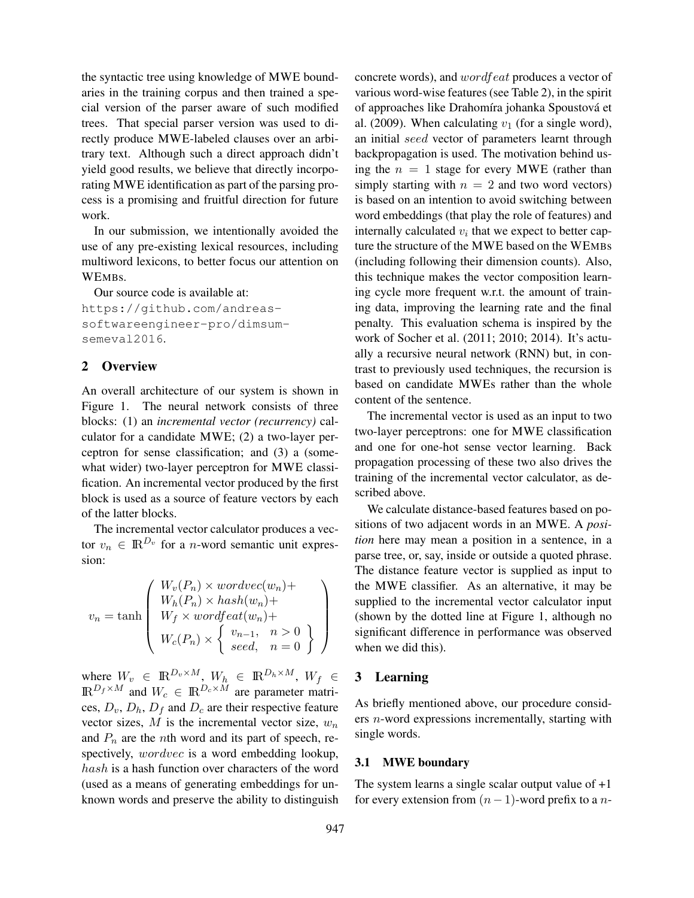the syntactic tree using knowledge of MWE boundaries in the training corpus and then trained a special version of the parser aware of such modified trees. That special parser version was used to directly produce MWE-labeled clauses over an arbitrary text. Although such a direct approach didn't yield good results, we believe that directly incorporating MWE identification as part of the parsing process is a promising and fruitful direction for future work.

In our submission, we intentionally avoided the use of any pre-existing lexical resources, including multiword lexicons, to better focus our attention on WEMBs.

Our source code is available at: https://github.com/andreas-softwareengineer-pro/dimsum-semeval2016.

## 2 Overview

An overall architecture of our system is shown in Figure 1. The neural network consists of three blocks: (1) an *incremental vector (recurrency)* calculator for a candidate MWE; (2) a two-layer perceptron for sense classification; and (3) a (somewhat wider) two-layer perceptron for MWE classification. An incremental vector produced by the first block is used as a source of feature vectors by each of the latter blocks.

The incremental vector calculator produces a vector $v_n \in \mathbb{R}^{D_v}$ for a $n$-word semantic unit expression:

$$v_n = \tanh \left( \begin{array}{l} W_v(P_n) \times wordvec(w_n) + \\ W_h(P_n) \times hash(w_n) + \\ W_f \times wordfeat(w_n) + \\ W_c(P_n) \times \left\{ \begin{array}{ll} v_{n-1}, & n > 0 \\ seed, & n = 0 \end{array} \right\} \end{array} \right)$$

where $W_v \in \mathbb{R}^{D_v \times M}$, $W_h \in \mathbb{R}^{D_h \times M}$, $W_f \in \mathbb{R}^{D_f \times M}$ and $W_c \in \mathbb{R}^{D_c \times M}$ are parameter matrices, $D_v$, $D_h$, $D_f$ and $D_c$ are their respective feature vector sizes, $M$ is the incremental vector size, $w_n$ and $P_n$ are the $n$th word and its part of speech, respectively, $wordvec$ is a word embedding lookup, $hash$ is a hash function over characters of the word (used as a means of generating embeddings for unknown words and preserve the ability to distinguish concrete words), and $wordfeat$ produces a vector of various word-wise features (see Table 2), in the spirit of approaches like Drahomíra johanka Spoustová et al. (2009). When calculating $v_1$ (for a single word), an initial $seed$ vector of parameters learnt through backpropagation is used. The motivation behind using the $n = 1$ stage for every MWE (rather than simply starting with $n = 2$ and two word vectors) is based on an intention to avoid switching between word embeddings (that play the role of features) and internally calculated $v_i$ that we expect to better capture the structure of the MWE based on the WEMBs (including following their dimension counts). Also, this technique makes the vector composition learning cycle more frequent w.r.t. the amount of training data, improving the learning rate and the final penalty. This evaluation schema is inspired by the work of Socher et al. (2011; 2010; 2014). It's actually a recursive neural network (RNN) but, in contrast to previously used techniques, the recursion is based on candidate MWEs rather than the whole content of the sentence.

The incremental vector is used as an input to two two-layer perceptrons: one for MWE classification and one for one-hot sense vector learning. Back propagation processing of these two also drives the training of the incremental vector calculator, as described above.

We calculate distance-based features based on positions of two adjacent words in an MWE. A *position* here may mean a position in a sentence, in a parse tree, or, say, inside or outside a quoted phrase. The distance feature vector is supplied as input to the MWE classifier. As an alternative, it may be supplied to the incremental vector calculator input (shown by the dotted line at Figure 1, although no significant difference in performance was observed when we did this).

## 3 Learning

As briefly mentioned above, our procedure considers $n$-word expressions incrementally, starting with single words.

### 3.1 MWE boundary

The system learns a single scalar output value of +1 for every extension from $(n-1)$-word prefix to a $n$-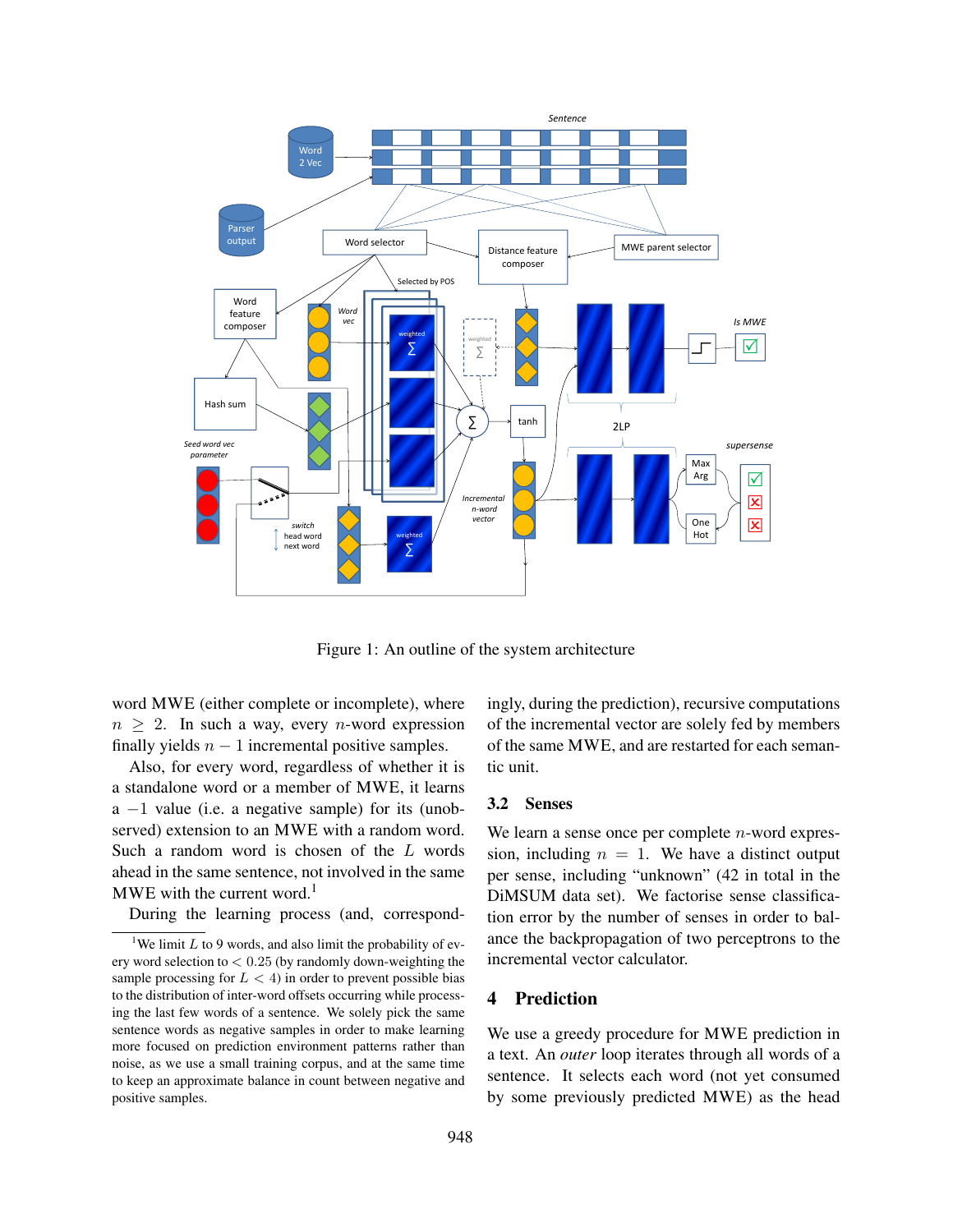Figure 1: An outline of the system architecture

word MWE (either complete or incomplete), where $n \geq 2$. In such a way, every $n$-word expression finally yields $n-1$ incremental positive samples.

Also, for every word, regardless of whether it is a standalone word or a member of MWE, it learns a $-1$ value (i.e. a negative sample) for its (unobserved) extension to an MWE with a random word. Such a random word is chosen of the $L$ words ahead in the same sentence, not involved in the same MWE with the current word.[1]

During the learning process (and, correspondingly, during the prediction), recursive computations of the incremental vector are solely fed by members of the same MWE, and are restarted for each semantic unit.

### 3.2 Senses

We learn a sense once per complete $n$-word expression, including $n = 1$. We have a distinct output per sense, including "unknown" (42 in total in the DiMSUM data set). We factorise sense classification error by the number of senses in order to balance the backpropagation of two perceptrons to the incremental vector calculator.

## 4 Prediction

We use a greedy procedure for MWE prediction in a text. An *outer* loop iterates through all words of a sentence. It selects each word (not yet consumed by some previously predicted MWE) as the head

[1] We limit $L$ to 9 words, and also limit the probability of every word selection to $< 0.25$ (by randomly down-weighting the sample processing for $L < 4$) in order to prevent possible bias to the distribution of inter-word offsets occurring while processing the last few words of a sentence. We solely pick the same sentence words as negative samples in order to make learning more focused on prediction environment patterns rather than noise, as we use a small training corpus, and at the same time to keep an approximate balance in count between negative and positive samples.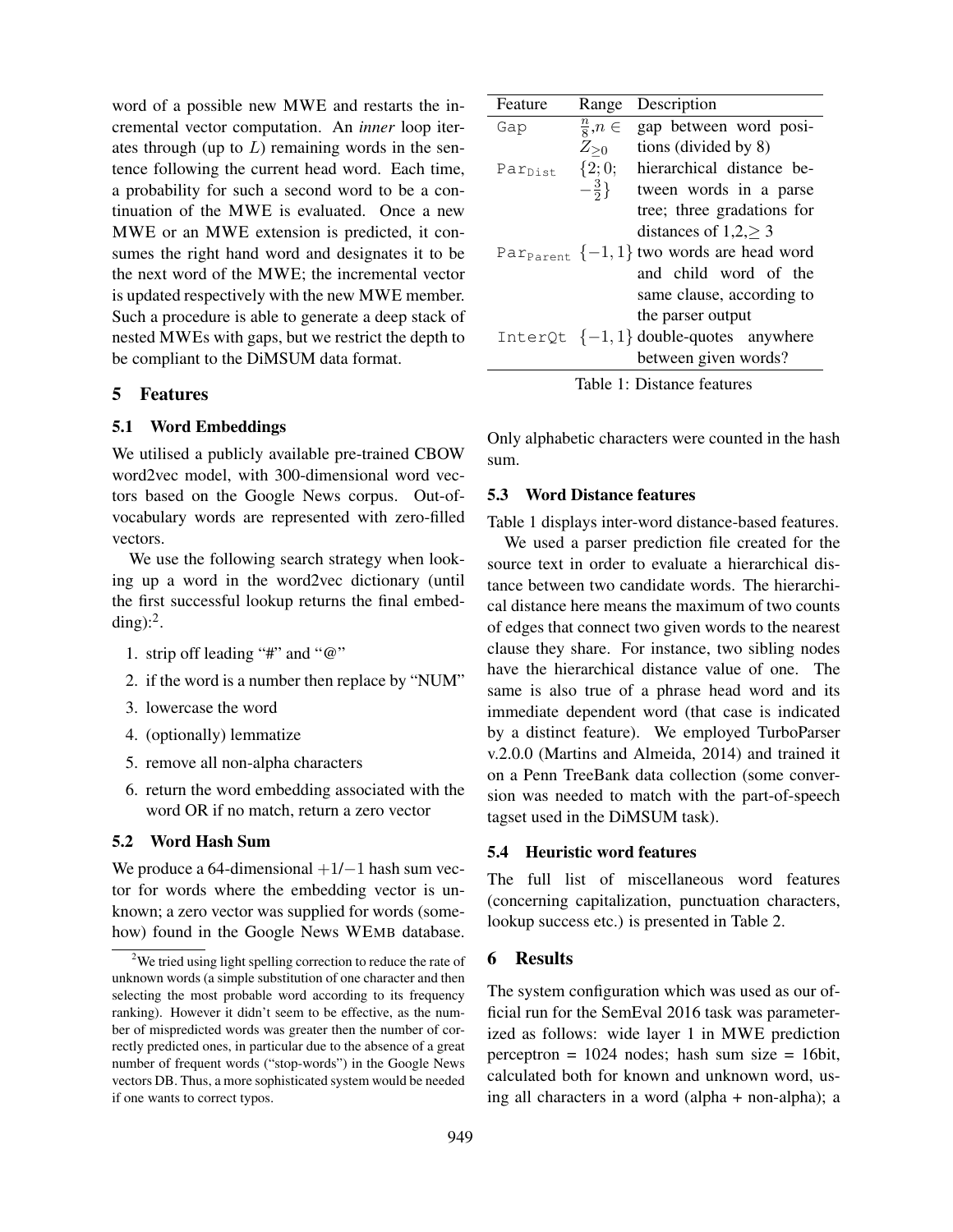word of a possible new MWE and restarts the incremental vector computation. An *inner* loop iterates through (up to $L$) remaining words in the sentence following the current head word. Each time, a probability for such a second word to be a continuation of the MWE is evaluated. Once a new MWE or an MWE extension is predicted, it consumes the right hand word and designates it to be the next word of the MWE; the incremental vector is updated respectively with the new MWE member. Such a procedure is able to generate a deep stack of nested MWEs with gaps, but we restrict the depth to be compliant to the DiMSUM data format.

## 5 Features

### 5.1 Word Embeddings

We utilised a publicly available pre-trained CBOW word2vec model, with 300-dimensional word vectors based on the Google News corpus. Out-of-vocabulary words are represented with zero-filled vectors.

We use the following search strategy when looking up a word in the word2vec dictionary (until the first successful lookup returns the final embedding):[2].

1. strip off leading "#" and "@"
2. if the word is a number then replace by "NUM"
3. lowercase the word
4. (optionally) lemmatize
5. remove all non-alpha characters
6. return the word embedding associated with the word OR if no match, return a zero vector

### 5.2 Word Hash Sum

We produce a 64-dimensional $+1/-1$ hash sum vector for words where the embedding vector is unknown; a zero vector was supplied for words (somehow) found in the Google News WEMB database. Only alphabetic characters were counted in the hash sum.

[2] We tried using light spelling correction to reduce the rate of unknown words (a simple substitution of one character and then selecting the most probable word according to its frequency ranking). However it didn't seem to be effective, as the number of mispredicted words was greater then the number of correctly predicted ones, in particular due to the absence of a great number of frequent words ("stop-words") in the Google News vectors DB. Thus, a more sophisticated system would be needed if one wants to correct typos.

| Feature | Range | Description |
|---|---|---|
| `Gap` | $\frac{n}{8}, n \in Z_{\geq 0}$ | gap between word positions (divided by 8) |
| $\texttt{Par}_{\texttt{Dist}}$ | $\{2; 0; -\frac{3}{2}\}$ | hierarchical distance between words in a parse tree; three gradations for distances of $1, 2, \geq 3$ |
| $\texttt{Par}_{\texttt{Parent}}$ | $\{-1, 1\}$ | two words are head word and child word of the same clause, according to the parser output |
| `InterQt` | $\{-1, 1\}$ | double-quotes anywhere between given words? |

Table 1: Distance features

### 5.3 Word Distance features

Table 1 displays inter-word distance-based features.

We used a parser prediction file created for the source text in order to evaluate a hierarchical distance between two candidate words. The hierarchical distance here means the maximum of two counts of edges that connect two given words to the nearest clause they share. For instance, two sibling nodes have the hierarchical distance value of one. The same is also true of a phrase head word and its immediate dependent word (that case is indicated by a distinct feature). We employed TurboParser v.2.0.0 (Martins and Almeida, 2014) and trained it on a Penn TreeBank data collection (some conversion was needed to match with the part-of-speech tagset used in the DiMSUM task).

### 5.4 Heuristic word features

The full list of miscellaneous word features (concerning capitalization, punctuation characters, lookup success etc.) is presented in Table 2.

## 6 Results

The system configuration which was used as our official run for the SemEval 2016 task was parameterized as follows: wide layer 1 in MWE prediction perceptron = 1024 nodes; hash sum size = 16bit, calculated both for known and unknown word, using all characters in a word (alpha + non-alpha); a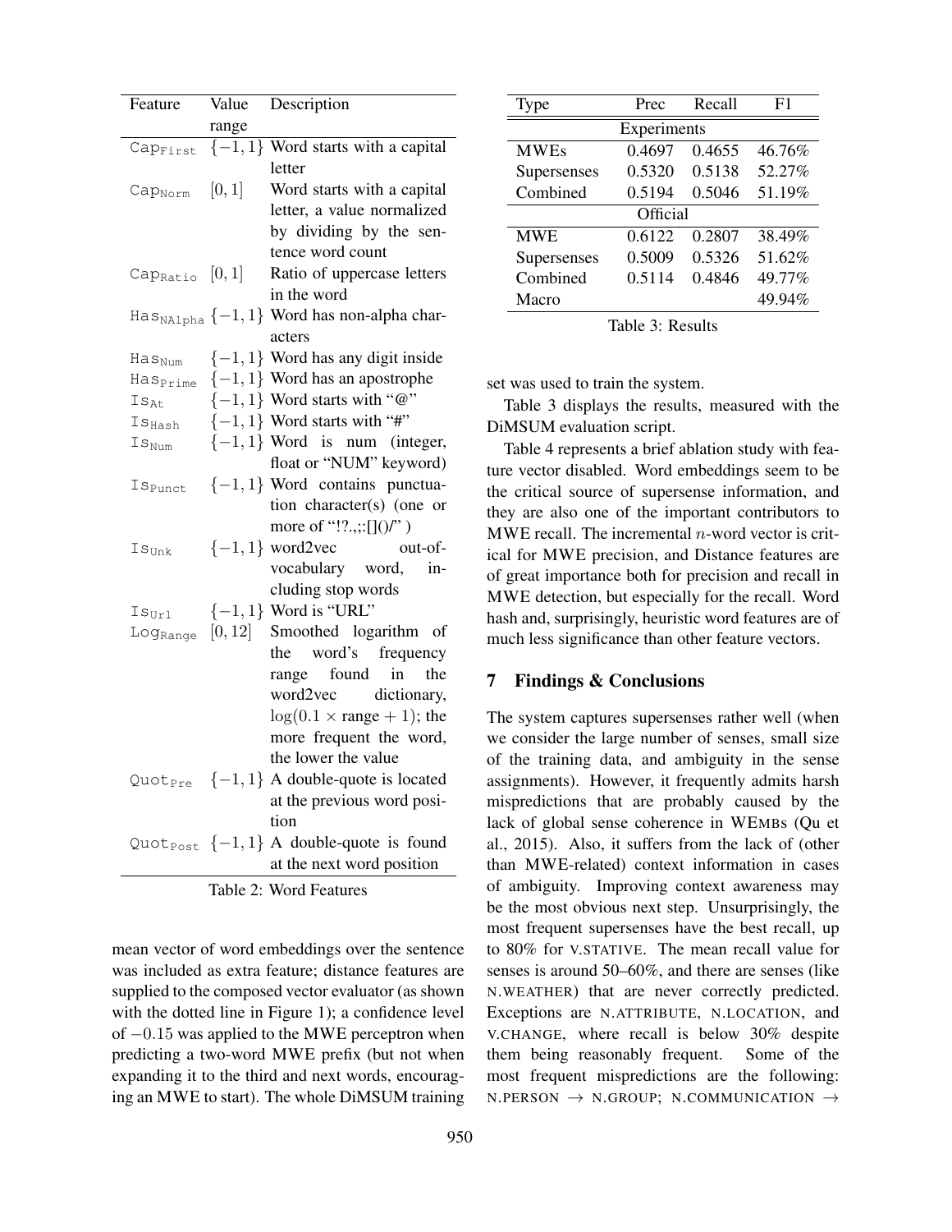| Feature | Value range | Description |
|---|---|---|
| $\texttt{Cap}_{\texttt{First}}$ | $\{-1, 1\}$ | Word starts with a capital letter |
| $\texttt{Cap}_{\texttt{Norm}}$ | $[0, 1]$ | Word starts with a capital letter, a value normalized by dividing by the sentence word count |
| $\texttt{Cap}_{\texttt{Ratio}}$ | $[0, 1]$ | Ratio of uppercase letters in the word |
| $\texttt{Has}_{\texttt{NAlpha}}$ | $\{-1, 1\}$ | Word has non-alpha characters |
| $\texttt{Has}_{\texttt{Num}}$ | $\{-1, 1\}$ | Word has any digit inside |
| $\texttt{Has}_{\texttt{Prime}}$ | $\{-1, 1\}$ | Word has an apostrophe |
| $\texttt{Is}_{\texttt{At}}$ | $\{-1, 1\}$ | Word starts with "@" |
| $\texttt{Is}_{\texttt{Hash}}$ | $\{-1, 1\}$ | Word starts with "#" |
| $\texttt{Is}_{\texttt{Num}}$ | $\{-1, 1\}$ | Word is num (integer, float or "NUM" keyword) |
| $\texttt{Is}_{\texttt{Punct}}$ | $\{-1, 1\}$ | Word contains punctuation character(s) (one or more of "!?.,;:[]()/" ) |
| $\texttt{Is}_{\texttt{Unk}}$ | $\{-1, 1\}$ | word2vec out-of-vocabulary word, including stop words |
| $\texttt{Is}_{\texttt{Url}}$ | $\{-1, 1\}$ | Word is "URL" |
| $\texttt{Log}_{\texttt{Range}}$ | $[0, 12]$ | Smoothed logarithm of the word's frequency range found in the word2vec dictionary, $\log(0.1 \times \text{range} + 1)$; the more frequent the word, the lower the value |
| $\texttt{Quot}_{\texttt{Pre}}$ | $\{-1, 1\}$ | A double-quote is located at the previous word position |
| $\texttt{Quot}_{\texttt{Post}}$ | $\{-1, 1\}$ | A double-quote is found at the next word position |

Table 2: Word Features

mean vector of word embeddings over the sentence was included as extra feature; distance features are supplied to the composed vector evaluator (as shown with the dotted line in Figure 1); a confidence level of $-0.15$ was applied to the MWE perceptron when predicting a two-word MWE prefix (but not when expanding it to the third and next words, encouraging an MWE to start). The whole DiMSUM training set was used to train the system.

| Type | Prec | Recall | F1 |
|---|---|---|---|
| **Experiments** | | | |
| MWEs | 0.4697 | 0.4655 | 46.76% |
| Supersenses | 0.5320 | 0.5138 | 52.27% |
| Combined | 0.5194 | 0.5046 | 51.19% |
| **Official** | | | |
| MWE | 0.6122 | 0.2807 | 38.49% |
| Supersenses | 0.5009 | 0.5326 | 51.62% |
| Combined | 0.5114 | 0.4846 | 49.77% |
| Macro | | | 49.94% |

Table 3: Results

Table 3 displays the results, measured with the DiMSUM evaluation script.

Table 4 represents a brief ablation study with feature vector disabled. Word embeddings seem to be the critical source of supersense information, and they are also one of the important contributors to MWE recall. The incremental $n$-word vector is critical for MWE precision, and Distance features are of great importance both for precision and recall in MWE detection, but especially for the recall. Word hash and, surprisingly, heuristic word features are of much less significance than other feature vectors.

## 7 Findings & Conclusions

The system captures supersenses rather well (when we consider the large number of senses, small size of the training data, and ambiguity in the sense assignments). However, it frequently admits harsh mispredictions that are probably caused by the lack of global sense coherence in WEMBs (Qu et al., 2015). Also, it suffers from the lack of (other than MWE-related) context information in cases of ambiguity. Improving context awareness may be the most obvious next step. Unsurprisingly, the most frequent supersenses have the best recall, up to 80% for V.STATIVE. The mean recall value for senses is around 50–60%, and there are senses (like N.WEATHER) that are never correctly predicted. Exceptions are N.ATTRIBUTE, N.LOCATION, and V.CHANGE, where recall is below 30% despite them being reasonably frequent. Some of the most frequent mispredictions are the following: N.PERSON → N.GROUP; N.COMMUNICATION →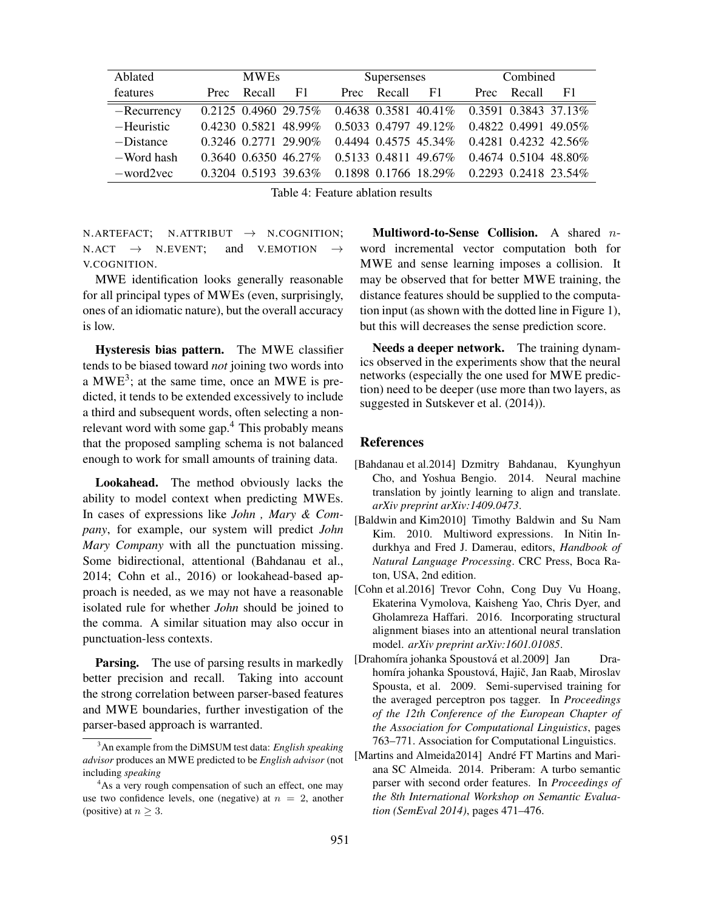| Ablated features | MWEs | | | Supersenses | | | Combined | | |
|---|---|---|---|---|---|---|---|---|---|
| | Prec | Recall | F1 | Prec | Recall | F1 | Prec | Recall | F1 |
| −Recurrency | 0.2125 | 0.4960 | 29.75% | 0.4638 | 0.3581 | 40.41% | 0.3591 | 0.3843 | 37.13% |
| −Heuristic | 0.4230 | 0.5821 | 48.99% | 0.5033 | 0.4797 | 49.12% | 0.4822 | 0.4991 | 49.05% |
| −Distance | 0.3246 | 0.2771 | 29.90% | 0.4494 | 0.4575 | 45.34% | 0.4281 | 0.4232 | 42.56% |
| −Word hash | 0.3640 | 0.6350 | 46.27% | 0.5133 | 0.4811 | 49.67% | 0.4674 | 0.5104 | 48.80% |
| −word2vec | 0.3204 | 0.5193 | 39.63% | 0.1898 | 0.1766 | 18.29% | 0.2293 | 0.2418 | 23.54% |

Table 4: Feature ablation results

N.ARTEFACT; N.ATTRIBUT → N.COGNITION; N.ACT → N.EVENT; and V.EMOTION → V.COGNITION.

MWE identification looks generally reasonable for all principal types of MWEs (even, surprisingly, ones of an idiomatic nature), but the overall accuracy is low.

**Hysteresis bias pattern.** The MWE classifier tends to be biased toward *not* joining two words into a MWE[3]; at the same time, once an MWE is predicted, it tends to be extended excessively to include a third and subsequent words, often selecting a non-relevant word with some gap.[4] This probably means that the proposed sampling schema is not balanced enough to work for small amounts of training data.

**Lookahead.** The method obviously lacks the ability to model context when predicting MWEs. In cases of expressions like *John , Mary & Company*, for example, our system will predict *John Mary Company* with all the punctuation missing. Some bidirectional, attentional (Bahdanau et al., 2014; Cohn et al., 2016) or lookahead-based approach is needed, as we may not have a reasonable isolated rule for whether *John* should be joined to the comma. A similar situation may also occur in punctuation-less contexts.

**Parsing.** The use of parsing results in markedly better precision and recall. Taking into account the strong correlation between parser-based features and MWE boundaries, further investigation of the parser-based approach is warranted.

**Multiword-to-Sense Collision.** A shared $n$-word incremental vector computation both for MWE and sense learning imposes a collision. It may be observed that for better MWE training, the distance features should be supplied to the computation input (as shown with the dotted line in Figure 1), but this will decreases the sense prediction score.

**Needs a deeper network.** The training dynamics observed in the experiments show that the neural networks (especially the one used for MWE prediction) need to be deeper (use more than two layers, as suggested in Sutskever et al. (2014)).

[3] An example from the DiMSUM test data: *English speaking advisor* produces an MWE predicted to be *English advisor* (not including *speaking*

[4] As a very rough compensation of such an effect, one may use two confidence levels, one (negative) at $n = 2$, another (positive) at $n \geq 3$.

## References

[Bahdanau et al.2014] Dzmitry Bahdanau, Kyunghyun Cho, and Yoshua Bengio. 2014. Neural machine translation by jointly learning to align and translate. *arXiv preprint arXiv:1409.0473*.

[Baldwin and Kim2010] Timothy Baldwin and Su Nam Kim. 2010. Multiword expressions. In Nitin Indurkhya and Fred J. Damerau, editors, *Handbook of Natural Language Processing*. CRC Press, Boca Raton, USA, 2nd edition.

[Cohn et al.2016] Trevor Cohn, Cong Duy Vu Hoang, Ekaterina Vymolova, Kaisheng Yao, Chris Dyer, and Gholamreza Haffari. 2016. Incorporating structural alignment biases into an attentional neural translation model. *arXiv preprint arXiv:1601.01085*.

[Drahomíra johanka Spoustová et al.2009] Jan Drahomíra johanka Spoustová, Hajič, Jan Raab, Miroslav Spousta, et al. 2009. Semi-supervised training for the averaged perceptron pos tagger. In *Proceedings of the 12th Conference of the European Chapter of the Association for Computational Linguistics*, pages 763–771. Association for Computational Linguistics.

[Martins and Almeida2014] André FT Martins and Mariana SC Almeida. 2014. Priberam: A turbo semantic parser with second order features. In *Proceedings of the 8th International Workshop on Semantic Evaluation (SemEval 2014)*, pages 471–476.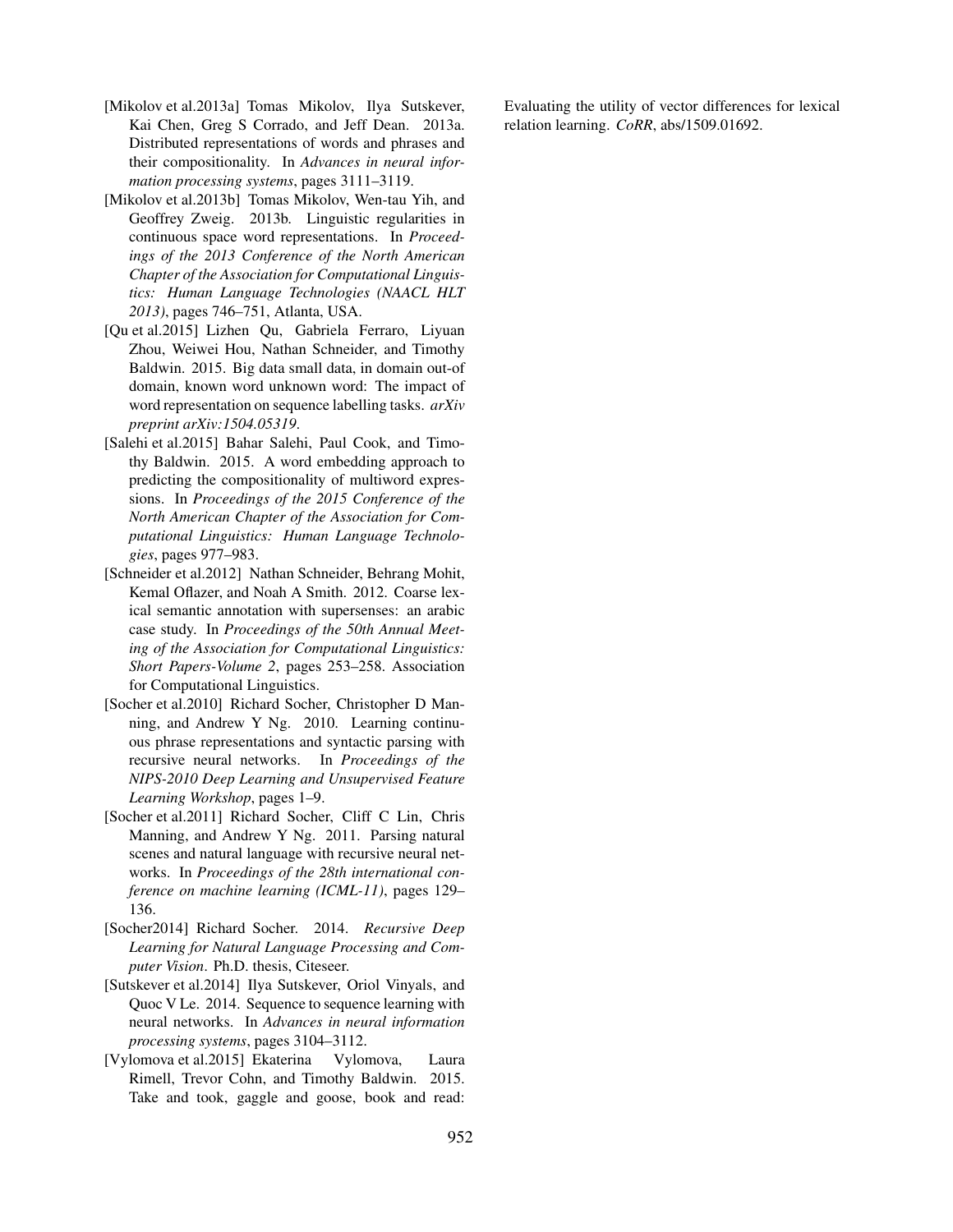[Mikolov et al.2013a] Tomas Mikolov, Ilya Sutskever, Kai Chen, Greg S Corrado, and Jeff Dean. 2013a. Distributed representations of words and phrases and their compositionality. In *Advances in neural information processing systems*, pages 3111–3119.

[Mikolov et al.2013b] Tomas Mikolov, Wen-tau Yih, and Geoffrey Zweig. 2013b. Linguistic regularities in continuous space word representations. In *Proceedings of the 2013 Conference of the North American Chapter of the Association for Computational Linguistics: Human Language Technologies (NAACL HLT 2013)*, pages 746–751, Atlanta, USA.

[Qu et al.2015] Lizhen Qu, Gabriela Ferraro, Liyuan Zhou, Weiwei Hou, Nathan Schneider, and Timothy Baldwin. 2015. Big data small data, in domain out-of domain, known word unknown word: The impact of word representation on sequence labelling tasks. *arXiv preprint arXiv:1504.05319*.

[Salehi et al.2015] Bahar Salehi, Paul Cook, and Timothy Baldwin. 2015. A word embedding approach to predicting the compositionality of multiword expressions. In *Proceedings of the 2015 Conference of the North American Chapter of the Association for Computational Linguistics: Human Language Technologies*, pages 977–983.

[Schneider et al.2012] Nathan Schneider, Behrang Mohit, Kemal Oflazer, and Noah A Smith. 2012. Coarse lexical semantic annotation with supersenses: an arabic case study. In *Proceedings of the 50th Annual Meeting of the Association for Computational Linguistics: Short Papers-Volume 2*, pages 253–258. Association for Computational Linguistics.

[Socher et al.2010] Richard Socher, Christopher D Manning, and Andrew Y Ng. 2010. Learning continuous phrase representations and syntactic parsing with recursive neural networks. In *Proceedings of the NIPS-2010 Deep Learning and Unsupervised Feature Learning Workshop*, pages 1–9.

[Socher et al.2011] Richard Socher, Cliff C Lin, Chris Manning, and Andrew Y Ng. 2011. Parsing natural scenes and natural language with recursive neural networks. In *Proceedings of the 28th international conference on machine learning (ICML-11)*, pages 129–136.

[Socher2014] Richard Socher. 2014. *Recursive Deep Learning for Natural Language Processing and Computer Vision*. Ph.D. thesis, Citeseer.

[Sutskever et al.2014] Ilya Sutskever, Oriol Vinyals, and Quoc V Le. 2014. Sequence to sequence learning with neural networks. In *Advances in neural information processing systems*, pages 3104–3112.

[Vylomova et al.2015] Ekaterina Vylomova, Laura Rimell, Trevor Cohn, and Timothy Baldwin. 2015. Take and took, gaggle and goose, book and read: Evaluating the utility of vector differences for lexical relation learning. *CoRR*, abs/1509.01692.